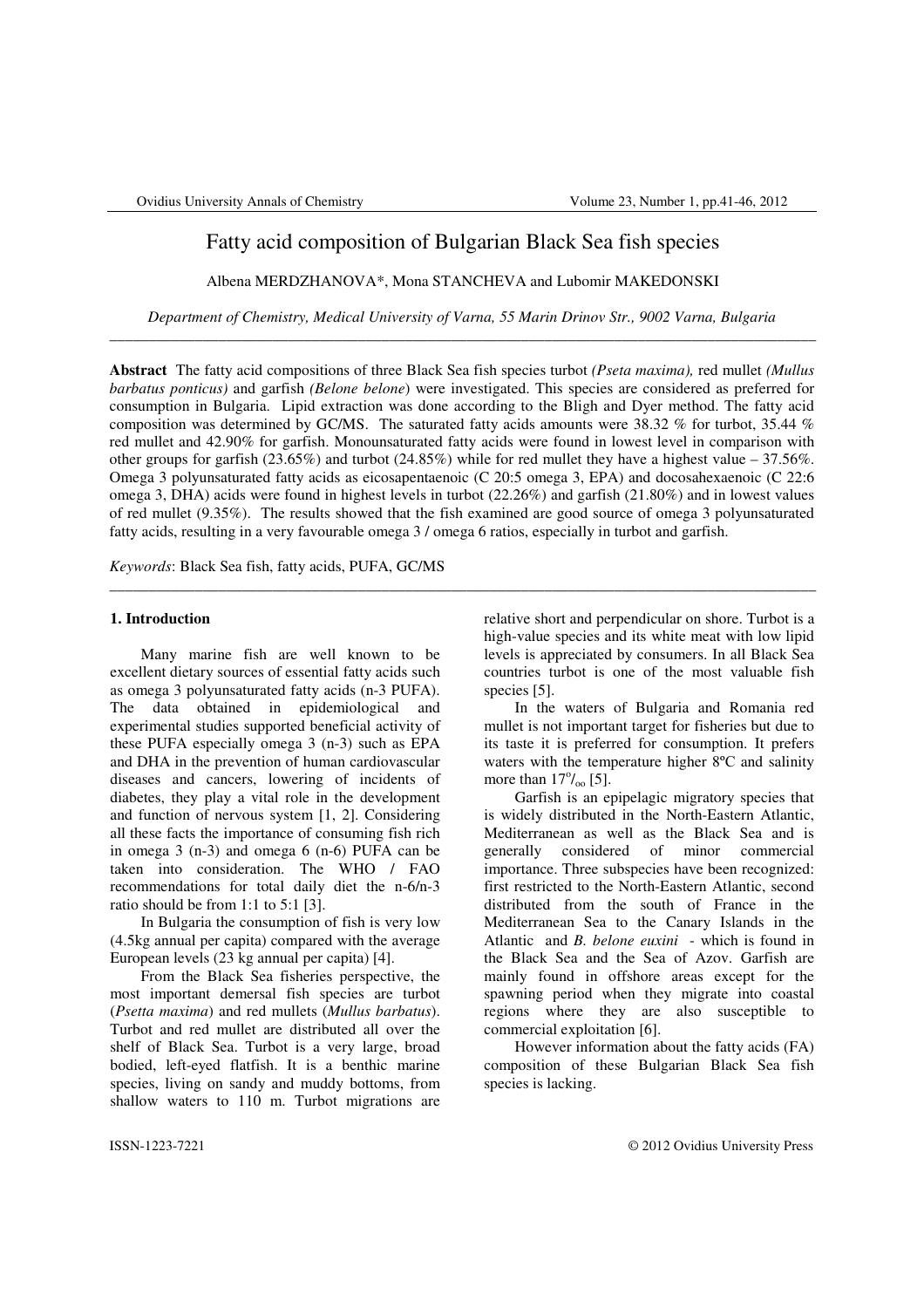# Fatty acid composition of Bulgarian Black Sea fish species

Albena MERDZHANOVA*, Mona STANCHEVA and Lubomir MAKEDONSKI

*Department of Chemistry, Medical University of Varna, 55 Marin Drinov Str., 9002 Varna, Bulgaria*

---

**Abstract** The fatty acid compositions of three Black Sea fish species turbot *(Pseta maxima),* red mullet *(Mullus barbatus ponticus)* and garfish *(Belone belone)* were investigated. This species are considered as preferred for consumption in Bulgaria. Lipid extraction was done according to the Bligh and Dyer method. The fatty acid composition was determined by GC/MS. The saturated fatty acids amounts were 38.32 % for turbot, 35.44 % red mullet and 42.90% for garfish. Monounsaturated fatty acids were found in lowest level in comparison with other groups for garfish (23.65%) and turbot (24.85%) while for red mullet they have a highest value – 37.56%. Omega 3 polyunsaturated fatty acids as eicosapentaenoic (C 20:5 omega 3, EPA) and docosahexaenoic (C 22:6 omega 3, DHA) acids were found in highest levels in turbot (22.26%) and garfish (21.80%) and in lowest values of red mullet (9.35%). The results showed that the fish examined are good source of omega 3 polyunsaturated fatty acids, resulting in a very favourable omega 3 / omega 6 ratios, especially in turbot and garfish.

*Keywords*: Black Sea fish, fatty acids, PUFA, GC/MS

---

## 1. Introduction

Many marine fish are well known to be excellent dietary sources of essential fatty acids such as omega 3 polyunsaturated fatty acids (n-3 PUFA). The data obtained in epidemiological and experimental studies supported beneficial activity of these PUFA especially omega 3 (n-3) such as EPA and DHA in the prevention of human cardiovascular diseases and cancers, lowering of incidents of diabetes, they play a vital role in the development and function of nervous system [1, 2]. Considering all these facts the importance of consuming fish rich in omega 3 (n-3) and omega 6 (n-6) PUFA can be taken into consideration. The WHO / FAO recommendations for total daily diet the n-6/n-3 ratio should be from 1:1 to 5:1 [3].

In Bulgaria the consumption of fish is very low (4.5kg annual per capita) compared with the average European levels (23 kg annual per capita) [4].

From the Black Sea fisheries perspective, the most important demersal fish species are turbot (*Psetta maxima*) and red mullets (*Mullus barbatus*). Turbot and red mullet are distributed all over the shelf of Black Sea. Turbot is a very large, broad bodied, left-eyed flatfish. It is a benthic marine species, living on sandy and muddy bottoms, from shallow waters to 110 m. Turbot migrations are relative short and perpendicular on shore. Turbot is a high-value species and its white meat with low lipid levels is appreciated by consumers. In all Black Sea countries turbot is one of the most valuable fish species [5].

In the waters of Bulgaria and Romania red mullet is not important target for fisheries but due to its taste it is preferred for consumption. It prefers waters with the temperature higher 8ºC and salinity more than $17^{o}/_{oo}$ [5].

Garfish is an epipelagic migratory species that is widely distributed in the North-Eastern Atlantic, Mediterranean as well as the Black Sea and is generally considered of minor commercial importance. Three subspecies have been recognized: first restricted to the North-Eastern Atlantic, second distributed from the south of France in the Mediterranean Sea to the Canary Islands in the Atlantic and *B. belone euxini* - which is found in the Black Sea and the Sea of Azov. Garfish are mainly found in offshore areas except for the spawning period when they migrate into coastal regions where they are also susceptible to commercial exploitation [6].

However information about the fatty acids (FA) composition of these Bulgarian Black Sea fish species is lacking.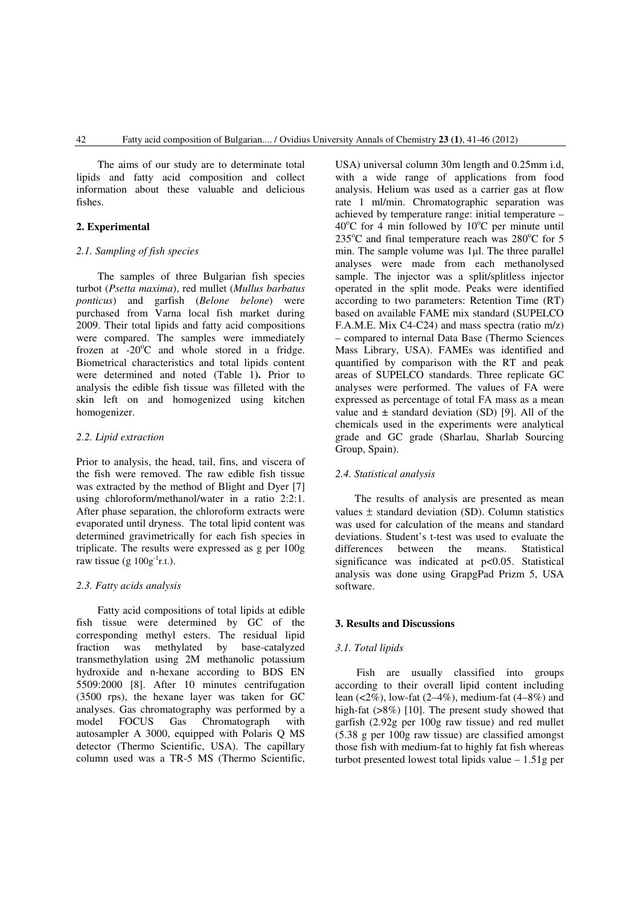The aims of our study are to determinate total lipids and fatty acid composition and collect information about these valuable and delicious fishes.

## 2. Experimental

### *2.1. Sampling of fish species*

The samples of three Bulgarian fish species turbot (*Psetta maxima*), red mullet (*Mullus barbatus ponticus*) and garfish (*Belone belone*) were purchased from Varna local fish market during 2009. Their total lipids and fatty acid compositions were compared. The samples were immediately frozen at -20°C and whole stored in a fridge. Biometrical characteristics and total lipids content were determined and noted (Table 1**).** Prior to analysis the edible fish tissue was filleted with the skin left on and homogenized using kitchen homogenizer.

### *2.2. Lipid extraction*

Prior to analysis, the head, tail, fins, and viscera of the fish were removed. The raw edible fish tissue was extracted by the method of Blight and Dyer [7] using chloroform/methanol/water in a ratio 2:2:1. After phase separation, the chloroform extracts were evaporated until dryness. The total lipid content was determined gravimetrically for each fish species in triplicate. The results were expressed as g per 100g raw tissue (g $100g^{-1}$r.t.).

### *2.3. Fatty acids analysis*

Fatty acid compositions of total lipids at edible fish tissue were determined by GC of the corresponding methyl esters. The residual lipid fraction was methylated by base-catalyzed transmethylation using 2M methanolic potassium hydroxide and n-hexane according to BDS EN 5509:2000 [8]. After 10 minutes centrifugation (3500 rps), the hexane layer was taken for GC analyses. Gas chromatography was performed by a model FOCUS Gas Chromatograph with autosampler A 3000, equipped with Polaris Q MS detector (Thermo Scientific, USA). The capillary column used was a TR-5 MS (Thermo Scientific, USA) universal column 30m length and 0.25mm i.d, with a wide range of applications from food analysis. Helium was used as a carrier gas at flow rate 1 ml/min. Chromatographic separation was achieved by temperature range: initial temperature – 40°C for 4 min followed by 10°C per minute until 235°C and final temperature reach was 280°C for 5 min. The sample volume was 1µl. The three parallel analyses were made from each methanolysed sample. The injector was a split/splitless injector operated in the split mode. Peaks were identified according to two parameters: Retention Time (RT) based on available FAME mix standard (SUPELCO F.A.M.E. Mix C4-C24) and mass spectra (ratio m/z) – compared to internal Data Base (Thermo Sciences Mass Library, USA). FAMEs was identified and quantified by comparison with the RT and peak areas of SUPELCO standards. Three replicate GC analyses were performed. The values of FA were expressed as percentage of total FA mass as a mean value and ± standard deviation (SD) [9]. All of the chemicals used in the experiments were analytical grade and GC grade (Sharlau, Sharlab Sourcing Group, Spain).

### *2.4. Statistical analysis*

The results of analysis are presented as mean values ± standard deviation (SD). Column statistics was used for calculation of the means and standard deviations. Student's t-test was used to evaluate the differences between the means. Statistical significance was indicated at $p<0.05$. Statistical analysis was done using GrapgPad Prizm 5, USA software.

## 3. Results and Discussions

### *3.1. Total lipids*

Fish are usually classified into groups according to their overall lipid content including lean (<2%), low-fat (2–4%), medium-fat (4–8%) and high-fat (>8%) [10]. The present study showed that garfish (2.92g per 100g raw tissue) and red mullet (5.38 g per 100g raw tissue) are classified amongst those fish with medium-fat to highly fat fish whereas turbot presented lowest total lipids value – 1.51g per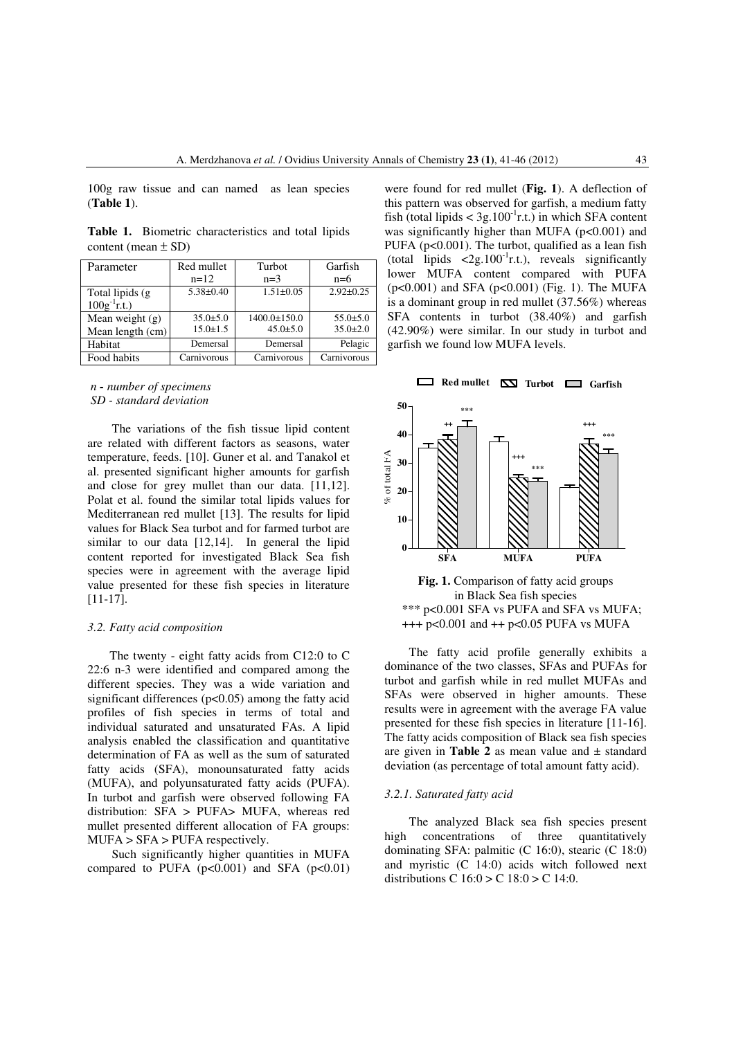100g raw tissue and can named as lean species (**Table 1**).

**Table 1.** Biometric characteristics and total lipids content (mean ± SD)

| Parameter | Red mullet n=12 | Turbot n=3 | Garfish n=6 |
|---|---|---|---|
| Total lipids (g $100g^{-1}$r.t.) | 5.38±0.40 | 1.51±0.05 | 2.92±0.25 |
| Mean weight (g) | 35.0±5.0 | 1400.0±150.0 | 55.0±5.0 |
| Mean length (cm) | 15.0±1.5 | 45.0±5.0 | 35.0±2.0 |
| Habitat | Demersal | Demersal | Pelagic |
| Food habits | Carnivorous | Carnivorous | Carnivorous |

*n - number of specimens*
*SD - standard deviation*

The variations of the fish tissue lipid content are related with different factors as seasons, water temperature, feeds. [10]. Guner et al. and Tanakol et al. presented significant higher amounts for garfish and close for grey mullet than our data. [11,12]. Polat et al. found the similar total lipids values for Mediterranean red mullet [13]. The results for lipid values for Black Sea turbot and for farmed turbot are similar to our data [12,14]. In general the lipid content reported for investigated Black Sea fish species were in agreement with the average lipid value presented for these fish species in literature [11-17].

### 3.2. Fatty acid composition

The twenty - eight fatty acids from C12:0 to C 22:6 n-3 were identified and compared among the different species. They was a wide variation and significant differences ($p<0.05$) among the fatty acid profiles of fish species in terms of total and individual saturated and unsaturated FAs. A lipid analysis enabled the classification and quantitative determination of FA as well as the sum of saturated fatty acids (SFA), monounsaturated fatty acids (MUFA), and polyunsaturated fatty acids (PUFA). In turbot and garfish were observed following FA distribution: SFA > PUFA> MUFA, whereas red mullet presented different allocation of FA groups: MUFA > SFA > PUFA respectively.

Such significantly higher quantities in MUFA compared to PUFA ($p<0.001$) and SFA ($p<0.01$) were found for red mullet (**Fig. 1**). A deflection of this pattern was observed for garfish, a medium fatty fish (total lipids < $3g.100^{-1}$r.t.) in which SFA content was significantly higher than MUFA ($p<0.001$) and PUFA ($p<0.001$). The turbot, qualified as a lean fish (total lipids <$2g.100^{-1}$r.t.), reveals significantly lower MUFA content compared with PUFA ($p<0.001$) and SFA ($p<0.001$) (Fig. 1). The MUFA is a dominant group in red mullet (37.56%) whereas SFA contents in turbot (38.40%) and garfish (42.90%) were similar. In our study in turbot and garfish we found low MUFA levels.

**Fig. 1.** Comparison of fatty acid groups in Black Sea fish species
*** $p<0.001$ SFA vs PUFA and SFA vs MUFA;
+++ $p<0.001$ and ++ $p<0.05$ PUFA vs MUFA

The fatty acid profile generally exhibits a dominance of the two classes, SFAs and PUFAs for turbot and garfish while in red mullet MUFAs and SFAs were observed in higher amounts. These results were in agreement with the average FA value presented for these fish species in literature [11-16]. The fatty acids composition of Black sea fish species are given in **Table 2** as mean value and ± standard deviation (as percentage of total amount fatty acid).

#### 3.2.1. Saturated fatty acid

The analyzed Black sea fish species present high concentrations of three quantitatively dominating SFA: palmitic (C 16:0), stearic (C 18:0) and myristic (C 14:0) acids witch followed next distributions C 16:0 > C 18:0 > C 14:0.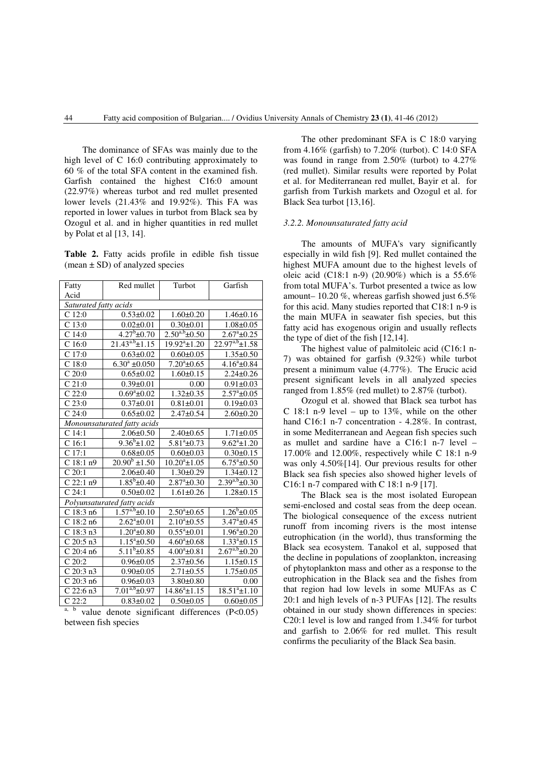The dominance of SFAs was mainly due to the high level of C 16:0 contributing approximately to 60 % of the total SFA content in the examined fish. Garfish contained the highest C16:0 amount (22.97%) whereas turbot and red mullet presented lower levels (21.43% and 19.92%). This FA was reported in lower values in turbot from Black sea by Ozogul et al. and in higher quantities in red mullet by Polat et al [13, 14].

**Table 2.** Fatty acids profile in edible fish tissue (mean ± SD) of analyzed species

| Fatty Acid | Red mullet | Turbot | Garfish |
|---|---|---|---|
| *Saturated fatty acids* | | | |
| C 12:0 | 0.53±0.02 | 1.60±0.20 | 1.46±0.16 |
| C 13:0 | 0.02±0.01 | 0.30±0.01 | 1.08±0.05 |
| C 14:0 | $4.27^{b}$±0.70 | $2.50^{a,b}$±0.50 | $2.67^{a}$±0.25 |
| C 16:0 | $21.43^{a,b}$±1.15 | $19.92^{a}$±1.20 | $22.97^{a,b}$±1.58 |
| C 17:0 | 0.63±0.02 | 0.60±0.05 | 1.35±0.50 |
| C 18:0 | $6.30^{a}$ ±0.050 | $7.20^{a}$±0.65 | $4.16^{a}$±0.84 |
| C 20:0 | 0.65±0.02 | 1.60±0.15 | 2.24±0.26 |
| C 21:0 | 0.39±0.01 | 0.00 | 0.91±0.03 |
| C 22:0 | $0.69^{a}$±0.02 | 1.32±0.35 | $2.57^{a}$±0.05 |
| C 23:0 | 0.37±0.01 | 0.81±0.01 | 0.19±0.03 |
| C 24:0 | 0.65±0.02 | 2.47±0.54 | 2.60±0.20 |
| *Monounsaturated fatty acids* | | | |
| C 14:1 | 2.06±0.50 | 2.40±0.65 | 1.71±0.05 |
| C 16:1 | $9.36^{b}$±1.02 | $5.81^{a}$±0.73 | $9.62^{a}$±1.20 |
| C 17:1 | 0.68±0.05 | 0.60±0.03 | 0.30±0.15 |
| C 18:1 n9 | $20.90^{b}$ ±1.50 | $10.20^{a}$±1.05 | $6.75^{a}$±0.50 |
| C 20:1 | 2.06±0.40 | 1.30±0.29 | 1.34±0.12 |
| C 22:1 n9 | $1.85^{b}$±0.40 | $2.87^{a}$±0.30 | $2.39^{a,b}$±0.30 |
| C 24:1 | 0.50±0.02 | 1.61±0.26 | 1.28±0.15 |
| *Polyunsaturated fatty acids* | | | |
| C 18:3 n6 | $1.57^{a,b}$±0.10 | $2.50^{a}$±0.65 | $1.26^{b}$±0.05 |
| C 18:2 n6 | $2.62^{a}$±0.01 | $2.10^{a}$±0.55 | $3.47^{a}$±0.45 |
| C 18:3 n3 | $1.20^{a}$±0.80 | $0.55^{a}$±0.01 | $1.96^{a}$±0.20 |
| C 20:5 n3 | $1.15^{a}$±0.50 | $4.60^{a}$±0.68 | $1.33^{a}$±0.15 |
| C 20:4 n6 | $5.11^{b}$±0.85 | $4.00^{a}$±0.81 | $2.67^{a,b}$±0.20 |
| C 20:2 | 0.96±0.05 | 2.37±0.56 | 1.15±0.15 |
| C 20:3 n3 | 0.90±0.05 | 2.71±0.55 | 1.75±0.05 |
| C 20:3 n6 | 0.96±0.03 | 3.80±0.80 | 0.00 |
| C 22:6 n3 | $7.01^{a,b}$±0.97 | $14.86^{a}$±1.15 | $18.51^{a}$±1.10 |
| C 22:2 | 0.83±0.02 | 0.50±0.05 | 0.60±0.05 |

[a, b] value denote significant differences ($P<0.05$) between fish species

The other predominant SFA is C 18:0 varying from 4.16% (garfish) to 7.20% (turbot). C 14:0 SFA was found in range from 2.50% (turbot) to 4.27% (red mullet). Similar results were reported by Polat et al. for Mediterranean red mullet, Bayir et al. for garfish from Turkish markets and Ozogul et al. for Black Sea turbot [13,16].

### *3.2.2. Monounsaturated fatty acid*

The amounts of MUFA's vary significantly especially in wild fish [9]. Red mullet contained the highest MUFA amount due to the highest levels of oleic acid (C18:1 n-9) (20.90%) which is a 55.6% from total MUFA's. Turbot presented a twice as low amount– 10.20 %, whereas garfish showed just 6.5% for this acid. Many studies reported that C18:1 n-9 is the main MUFA in seawater fish species, but this fatty acid has exogenous origin and usually reflects the type of diet of the fish [12,14].

The highest value of palmitoleic acid (C16:1 n-7) was obtained for garfish (9.32%) while turbot present a minimum value (4.77%). The Erucic acid present significant levels in all analyzed species ranged from 1.85% (red mullet) to 2.87% (turbot).

Ozogul et al. showed that Black sea turbot has C 18:1 n-9 level – up to 13%, while on the other hand C16:1 n-7 concentration - 4.28%. In contrast, in some Mediterranean and Aegean fish species such as mullet and sardine have a C16:1 n-7 level – 17.00% and 12.00%, respectively while C 18:1 n-9 was only 4.50%[14]. Our previous results for other Black sea fish species also showed higher levels of C16:1 n-7 compared with C 18:1 n-9 [17].

The Black sea is the most isolated European semi-enclosed and costal seas from the deep ocean. The biological consequence of the excess nutrient runoff from incoming rivers is the most intense eutrophication (in the world), thus transforming the Black sea ecosystem. Tanakol et al, supposed that the decline in populations of zooplankton, increasing of phytoplankton mass and other as a response to the eutrophication in the Black sea and the fishes from that region had low levels in some MUFAs as C 20:1 and high levels of n-3 PUFAs [12]. The results obtained in our study shown differences in species: C20:1 level is low and ranged from 1.34% for turbot and garfish to 2.06% for red mullet. This result confirms the peculiarity of the Black Sea basin.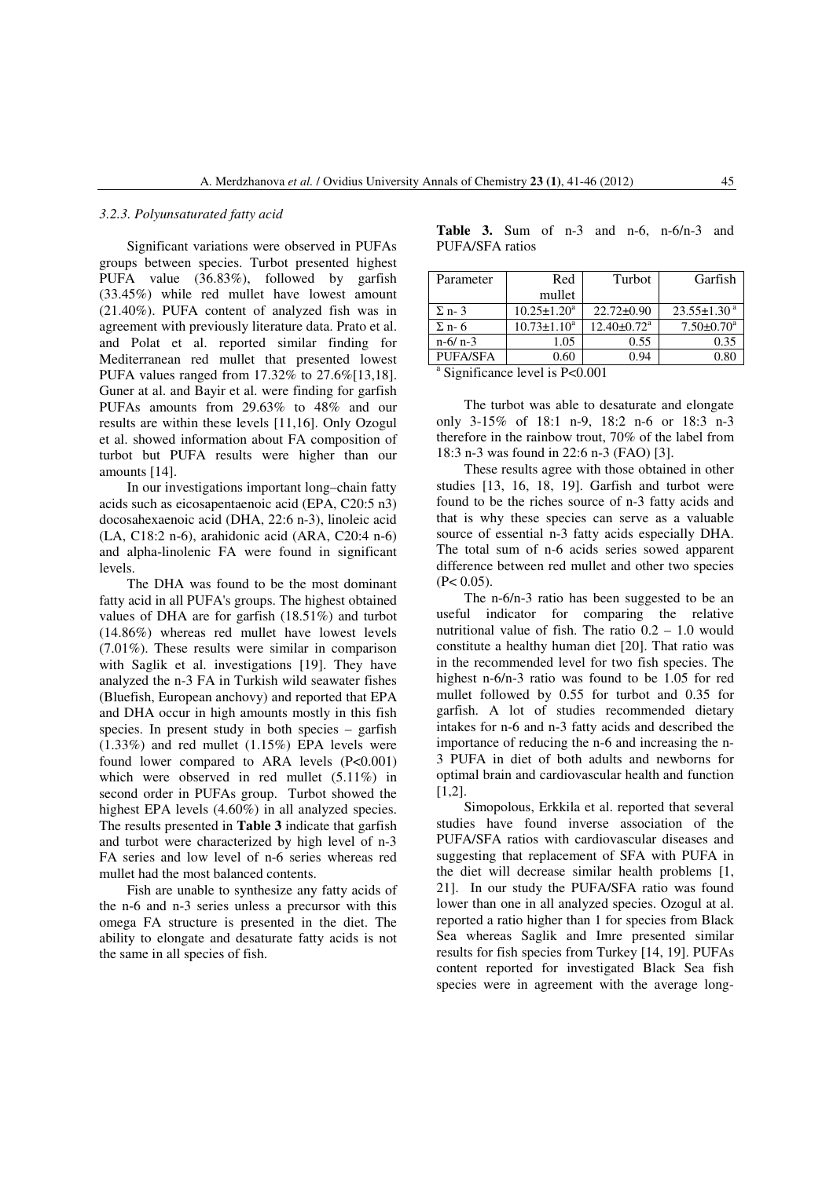### 3.2.3. Polyunsaturated fatty acid

Significant variations were observed in PUFAs groups between species. Turbot presented highest PUFA value (36.83%), followed by garfish (33.45%) while red mullet have lowest amount (21.40%). PUFA content of analyzed fish was in agreement with previously literature data. Prato et al. and Polat et al. reported similar finding for Mediterranean red mullet that presented lowest PUFA values ranged from 17.32% to 27.6%[13,18]. Guner at al. and Bayir et al. were finding for garfish PUFAs amounts from 29.63% to 48% and our results are within these levels [11,16]. Only Ozogul et al. showed information about FA composition of turbot but PUFA results were higher than our amounts [14].

In our investigations important long–chain fatty acids such as eicosapentaenoic acid (EPA, C20:5 n3) docosahexaenoic acid (DHA, 22:6 n-3), linoleic acid (LA, C18:2 n-6), arahidonic acid (ARA, C20:4 n-6) and alpha-linolenic FA were found in significant levels.

The DHA was found to be the most dominant fatty acid in all PUFA's groups. The highest obtained values of DHA are for garfish (18.51%) and turbot (14.86%) whereas red mullet have lowest levels (7.01%). These results were similar in comparison with Saglik et al. investigations [19]. They have analyzed the n-3 FA in Turkish wild seawater fishes (Bluefish, European anchovy) and reported that EPA and DHA occur in high amounts mostly in this fish species. In present study in both species – garfish (1.33%) and red mullet (1.15%) EPA levels were found lower compared to ARA levels ($P<0.001$) which were observed in red mullet (5.11%) in second order in PUFAs group. Turbot showed the highest EPA levels (4.60%) in all analyzed species. The results presented in **Table 3** indicate that garfish and turbot were characterized by high level of n-3 FA series and low level of n-6 series whereas red mullet had the most balanced contents.

Fish are unable to synthesize any fatty acids of the n-6 and n-3 series unless a precursor with this omega FA structure is presented in the diet. The ability to elongate and desaturate fatty acids is not the same in all species of fish.

**Table 3.** Sum of n-3 and n-6, n-6/n-3 and PUFA/SFA ratios

| Parameter | Red mullet | Turbot | Garfish |
|---|---|---|---|
| Σ n- 3 | 10.25±1.20[a] | 22.72±0.90 | 23.55±1.30[a] |
| Σ n- 6 | 10.73±1.10[a] | 12.40±0.72[a] | 7.50±0.70[a] |
| n-6/ n-3 | 1.05 | 0.55 | 0.35 |
| PUFA/SFA | 0.60 | 0.94 | 0.80 |

[a] Significance level is $P<0.001$

The turbot was able to desaturate and elongate only 3-15% of 18:1 n-9, 18:2 n-6 or 18:3 n-3 therefore in the rainbow trout, 70% of the label from 18:3 n-3 was found in 22:6 n-3 (FAO) [3].

These results agree with those obtained in other studies [13, 16, 18, 19]. Garfish and turbot were found to be the riches source of n-3 fatty acids and that is why these species can serve as a valuable source of essential n-3 fatty acids especially DHA. The total sum of n-6 acids series sowed apparent difference between red mullet and other two species ($P< 0.05$).

The n-6/n-3 ratio has been suggested to be an useful indicator for comparing the relative nutritional value of fish. The ratio 0.2 – 1.0 would constitute a healthy human diet [20]. That ratio was in the recommended level for two fish species. The highest n-6/n-3 ratio was found to be 1.05 for red mullet followed by 0.55 for turbot and 0.35 for garfish. A lot of studies recommended dietary intakes for n-6 and n-3 fatty acids and described the importance of reducing the n-6 and increasing the n-3 PUFA in diet of both adults and newborns for optimal brain and cardiovascular health and function [1,2].

Simopolous, Erkkila et al. reported that several studies have found inverse association of the PUFA/SFA ratios with cardiovascular diseases and suggesting that replacement of SFA with PUFA in the diet will decrease similar health problems [1, 21]. In our study the PUFA/SFA ratio was found lower than one in all analyzed species. Ozogul at al. reported a ratio higher than 1 for species from Black Sea whereas Saglik and Imre presented similar results for fish species from Turkey [14, 19]. PUFAs content reported for investigated Black Sea fish species were in agreement with the average long-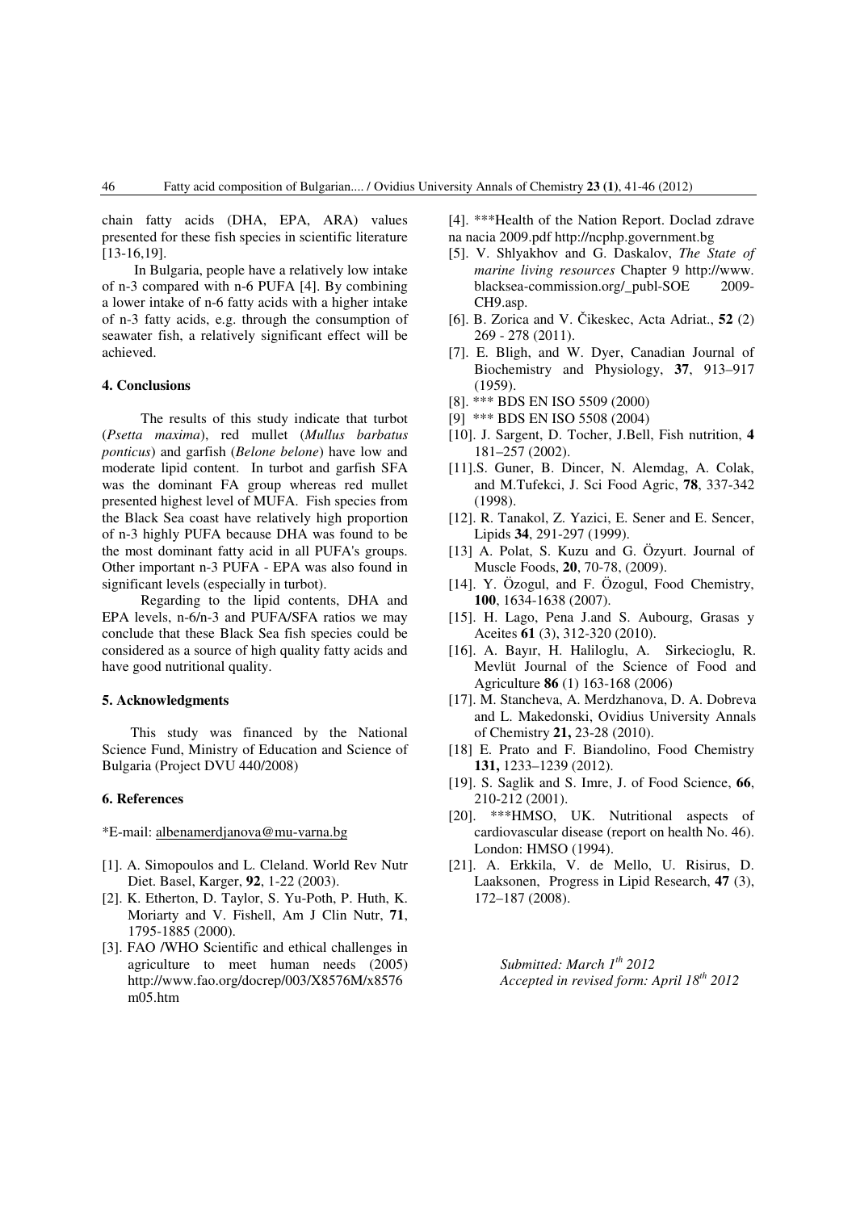chain fatty acids (DHA, EPA, ARA) values presented for these fish species in scientific literature [13-16,19].

In Bulgaria, people have a relatively low intake of n-3 compared with n-6 PUFA [4]. By combining a lower intake of n-6 fatty acids with a higher intake of n-3 fatty acids, e.g. through the consumption of seawater fish, a relatively significant effect will be achieved.

## 4. Conclusions

The results of this study indicate that turbot (*Psetta maxima*), red mullet (*Mullus barbatus ponticus*) and garfish (*Belone belone*) have low and moderate lipid content. In turbot and garfish SFA was the dominant FA group whereas red mullet presented highest level of MUFA. Fish species from the Black Sea coast have relatively high proportion of n-3 highly PUFA because DHA was found to be the most dominant fatty acid in all PUFA's groups. Other important n-3 PUFA - EPA was also found in significant levels (especially in turbot).

Regarding to the lipid contents, DHA and EPA levels, n-6/n-3 and PUFA/SFA ratios we may conclude that these Black Sea fish species could be considered as a source of high quality fatty acids and have good nutritional quality.

## 5. Acknowledgments

This study was financed by the National Science Fund, Ministry of Education and Science of Bulgaria (Project DVU 440/2008)

## 6. References

*E-mail: albenamerdjanova@mu-varna.bg

[1]. A. Simopoulos and L. Cleland. World Rev Nutr Diet. Basel, Karger, **92**, 1-22 (2003).

[2]. K. Etherton, D. Taylor, S. Yu-Poth, P. Huth, K. Moriarty and V. Fishell, Am J Clin Nutr, **71**, 1795-1885 (2000).

[3]. FAO /WHO Scientific and ethical challenges in agriculture to meet human needs (2005) http://www.fao.org/docrep/003/X8576M/x8576m05.htm

[4]. ***Health of the Nation Report. Doclad zdrave na nacia 2009.pdf http://ncphp.government.bg

[5]. V. Shlyakhov and G. Daskalov, *The State of marine living resources* Chapter 9 http://www.blacksea-commission.org/_publ-SOE 2009-CH9.asp.

[6]. B. Zorica and V. Čikeskec, Acta Adriat., **52** (2) 269 - 278 (2011).

[7]. E. Bligh, and W. Dyer, Canadian Journal of Biochemistry and Physiology, **37**, 913–917 (1959).

[8]. *** BDS EN ISO 5509 (2000)

[9] *** BDS EN ISO 5508 (2004)

[10]. J. Sargent, D. Tocher, J.Bell, Fish nutrition, **4** 181–257 (2002).

[11].S. Guner, B. Dincer, N. Alemdag, A. Colak, and M.Tufekci, J. Sci Food Agric, **78**, 337-342 (1998).

[12]. R. Tanakol, Z. Yazici, E. Sener and E. Sencer, Lipids **34**, 291-297 (1999).

[13] A. Polat, S. Kuzu and G. Özyurt. Journal of Muscle Foods, **20**, 70-78, (2009).

[14]. Y. Özogul, and F. Özogul, Food Chemistry, **100**, 1634-1638 (2007).

[15]. H. Lago, Pena J.and S. Aubourg, Grasas y Aceites **61** (3), 312-320 (2010).

[16]. A. Bayır, H. Haliloglu, A. Sirkecioglu, R. Mevlüt Journal of the Science of Food and Agriculture **86** (1) 163-168 (2006)

[17]. M. Stancheva, A. Merdzhanova, D. A. Dobreva and L. Makedonski, Ovidius University Annals of Chemistry **21,** 23-28 (2010).

[18] E. Prato and F. Biandolino, Food Chemistry **131,** 1233–1239 (2012).

[19]. S. Saglik and S. Imre, J. of Food Science, **66**, 210-212 (2001).

[20]. ***HMSO, UK. Nutritional aspects of cardiovascular disease (report on health No. 46). London: HMSO (1994).

[21]. A. Erkkila, V. de Mello, U. Risirus, D. Laaksonen, Progress in Lipid Research, **47** (3), 172–187 (2008).

*Submitted: March 1st 2012*
*Accepted in revised form: April 18th 2012*